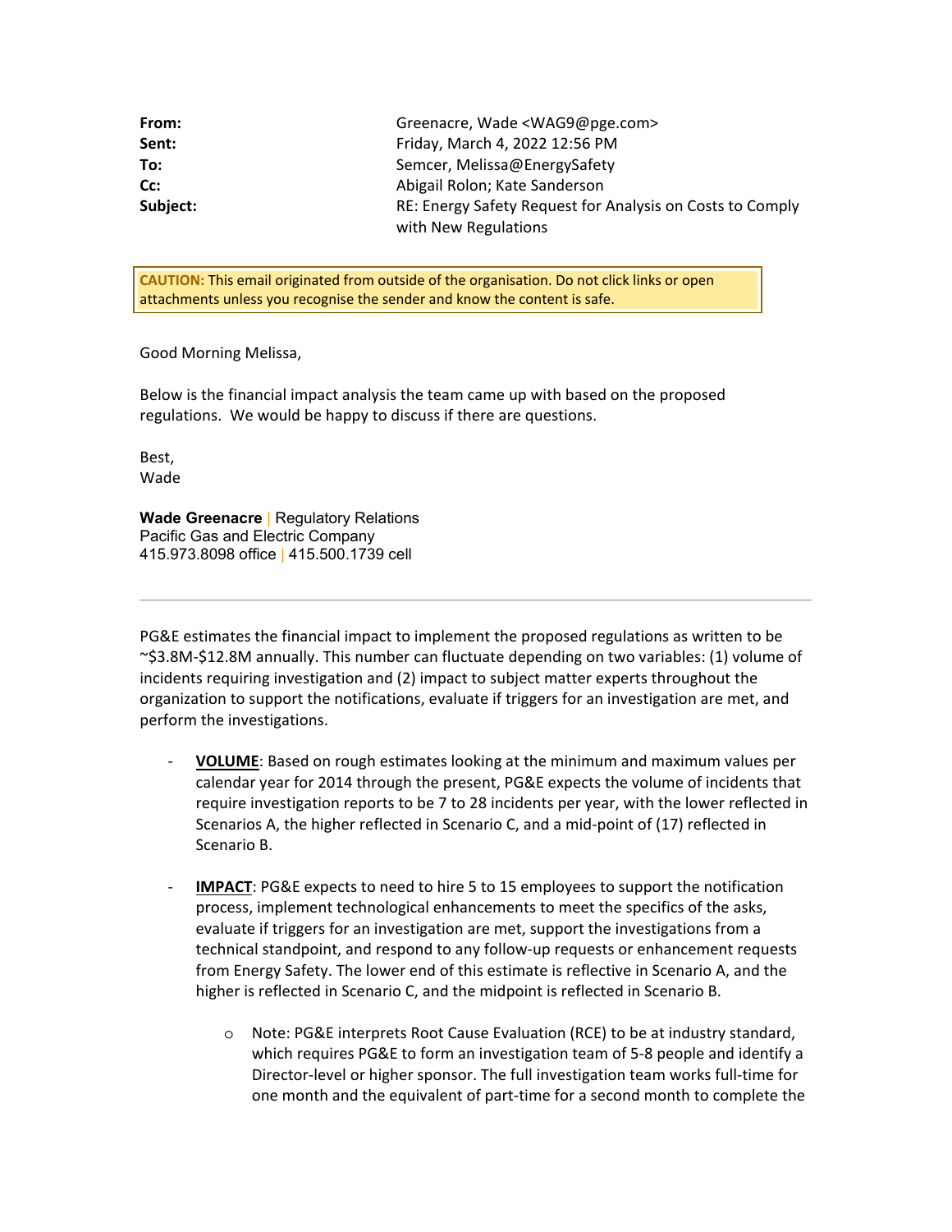| | |
|---|---|
| **From:** | Greenacre, Wade <WAG9@pge.com> |
| **Sent:** | Friday, March 4, 2022 12:56 PM |
| **To:** | Semcer, Melissa@EnergySafety |
| **Cc:** | Abigail Rolon; Kate Sanderson |
| **Subject:** | RE: Energy Safety Request for Analysis on Costs to Comply with New Regulations |

**CAUTION:** This email originated from outside of the organisation. Do not click links or open attachments unless you recognise the sender and know the content is safe.

Good Morning Melissa,

Below is the financial impact analysis the team came up with based on the proposed regulations. We would be happy to discuss if there are questions.

Best,
Wade

**Wade Greenacre** | Regulatory Relations
Pacific Gas and Electric Company
415.973.8098 office | 415.500.1739 cell

---

PG&E estimates the financial impact to implement the proposed regulations as written to be ~$3.8M-$12.8M annually. This number can fluctuate depending on two variables: (1) volume of incidents requiring investigation and (2) impact to subject matter experts throughout the organization to support the notifications, evaluate if triggers for an investigation are met, and perform the investigations.

- **<u>VOLUME</u>**: Based on rough estimates looking at the minimum and maximum values per calendar year for 2014 through the present, PG&E expects the volume of incidents that require investigation reports to be 7 to 28 incidents per year, with the lower reflected in Scenarios A, the higher reflected in Scenario C, and a mid-point of (17) reflected in Scenario B.

- **<u>IMPACT</u>**: PG&E expects to need to hire 5 to 15 employees to support the notification process, implement technological enhancements to meet the specifics of the asks, evaluate if triggers for an investigation are met, support the investigations from a technical standpoint, and respond to any follow-up requests or enhancement requests from Energy Safety. The lower end of this estimate is reflective in Scenario A, and the higher is reflected in Scenario C, and the midpoint is reflected in Scenario B.

  - Note: PG&E interprets Root Cause Evaluation (RCE) to be at industry standard, which requires PG&E to form an investigation team of 5-8 people and identify a Director-level or higher sponsor. The full investigation team works full-time for one month and the equivalent of part-time for a second month to complete the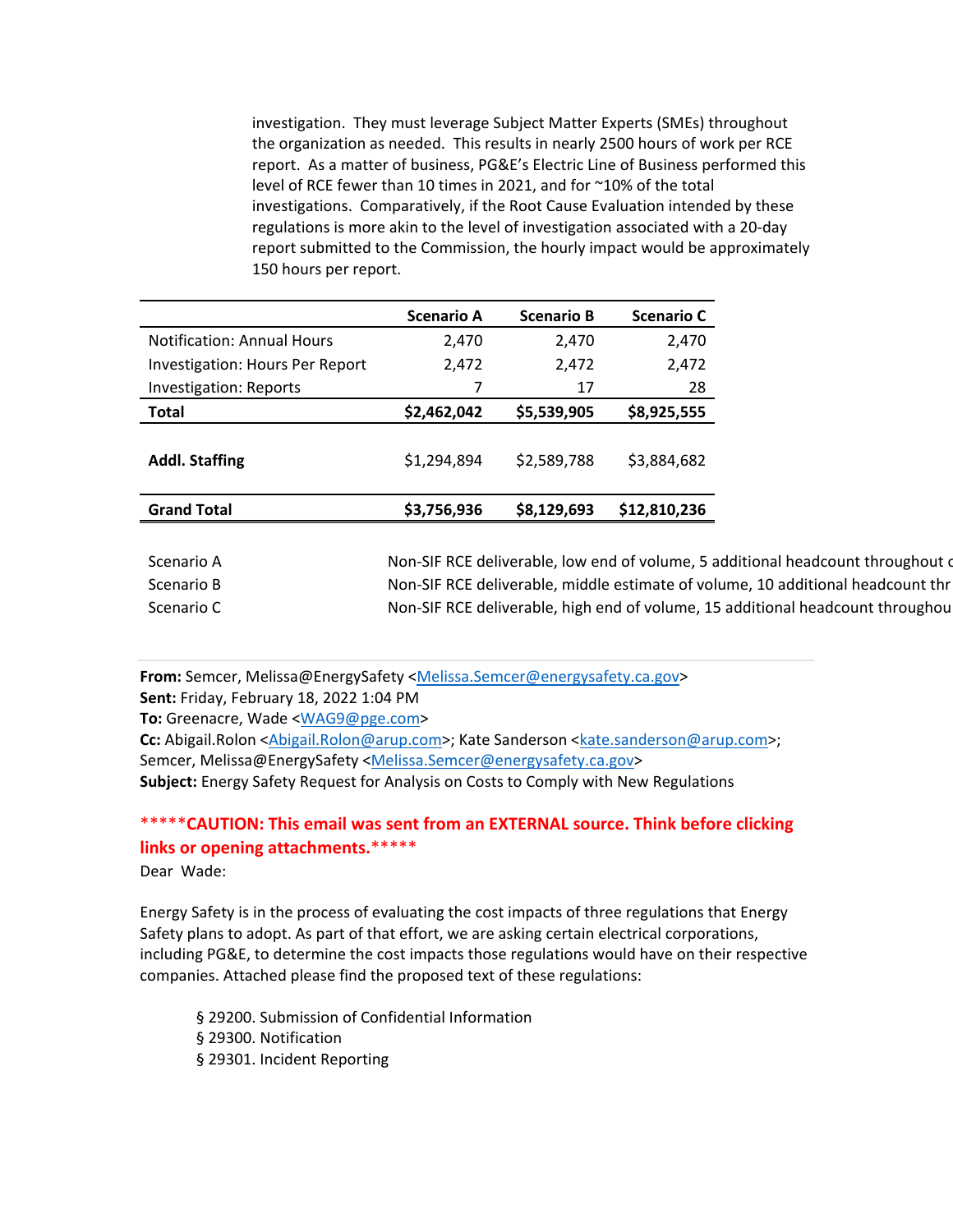investigation. They must leverage Subject Matter Experts (SMEs) throughout the organization as needed. This results in nearly 2500 hours of work per RCE report. As a matter of business, PG&E's Electric Line of Business performed this level of RCE fewer than 10 times in 2021, and for ~10% of the total investigations. Comparatively, if the Root Cause Evaluation intended by these regulations is more akin to the level of investigation associated with a 20-day report submitted to the Commission, the hourly impact would be approximately 150 hours per report.

| | Scenario A | Scenario B | Scenario C |
|---|---|---|---|
| Notification: Annual Hours | 2,470 | 2,470 | 2,470 |
| Investigation: Hours Per Report | 2,472 | 2,472 | 2,472 |
| Investigation: Reports | 7 | 17 | 28 |
| **Total** | **$2,462,042** | **$5,539,905** | **$8,925,555** |
| **Addl. Staffing** | $1,294,894 | $2,589,788 | $3,884,682 |
| **Grand Total** | **$3,756,936** | **$8,129,693** | **$12,810,236** |

| | |
|---|---|
| Scenario A | Non-SIF RCE deliverable, low end of volume, 5 additional headcount throughout c |
| Scenario B | Non-SIF RCE deliverable, middle estimate of volume, 10 additional headcount thr |
| Scenario C | Non-SIF RCE deliverable, high end of volume, 15 additional headcount throughou |

**From:** Semcer, Melissa@EnergySafety <Melissa.Semcer@energysafety.ca.gov>
**Sent:** Friday, February 18, 2022 1:04 PM
**To:** Greenacre, Wade <WAG9@pge.com>
**Cc:** Abigail.Rolon <Abigail.Rolon@arup.com>; Kate Sanderson <kate.sanderson@arup.com>; Semcer, Melissa@EnergySafety <Melissa.Semcer@energysafety.ca.gov>
**Subject:** Energy Safety Request for Analysis on Costs to Comply with New Regulations

**\*\*\*\*\*CAUTION: This email was sent from an EXTERNAL source. Think before clicking links or opening attachments.\*\*\*\*\***

Dear Wade:

Energy Safety is in the process of evaluating the cost impacts of three regulations that Energy Safety plans to adopt. As part of that effort, we are asking certain electrical corporations, including PG&E, to determine the cost impacts those regulations would have on their respective companies. Attached please find the proposed text of these regulations:

- § 29200. Submission of Confidential Information
- § 29300. Notification
- § 29301. Incident Reporting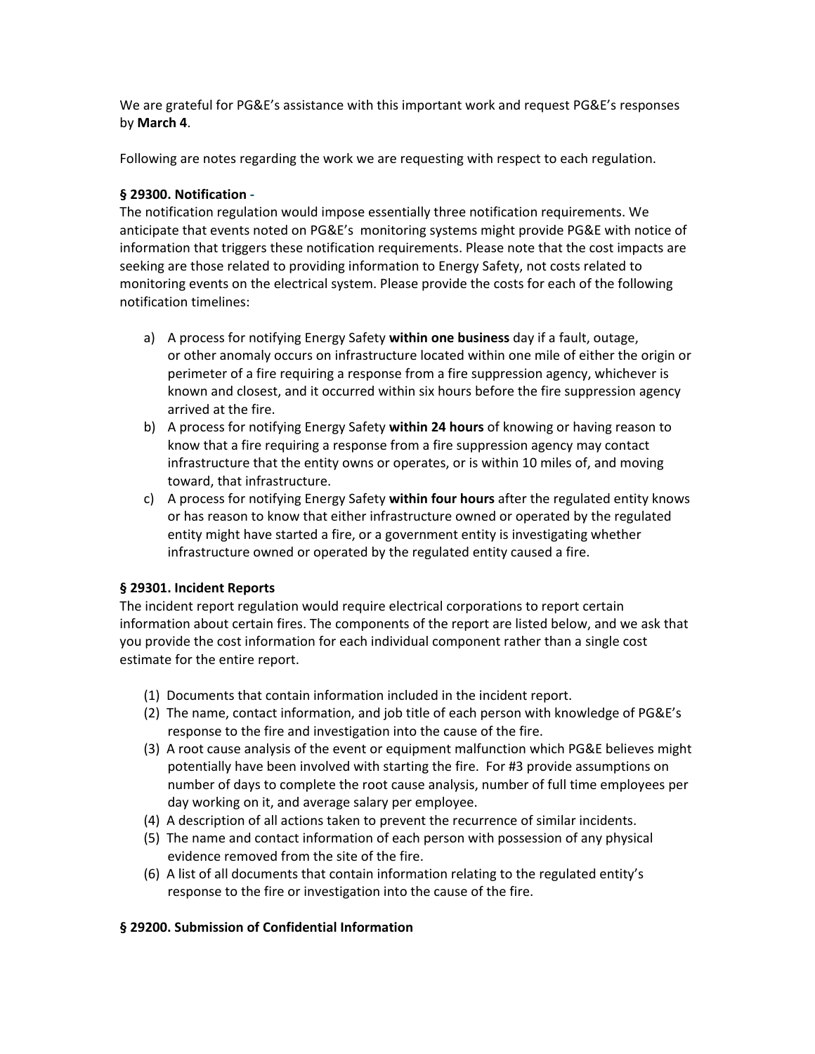We are grateful for PG&E's assistance with this important work and request PG&E's responses by **March 4**.

Following are notes regarding the work we are requesting with respect to each regulation.

**§ 29300. Notification -**
The notification regulation would impose essentially three notification requirements. We anticipate that events noted on PG&E's monitoring systems might provide PG&E with notice of information that triggers these notification requirements. Please note that the cost impacts are seeking are those related to providing information to Energy Safety, not costs related to monitoring events on the electrical system. Please provide the costs for each of the following notification timelines:

a) A process for notifying Energy Safety **within one business** day if a fault, outage, or other anomaly occurs on infrastructure located within one mile of either the origin or perimeter of a fire requiring a response from a fire suppression agency, whichever is known and closest, and it occurred within six hours before the fire suppression agency arrived at the fire.
b) A process for notifying Energy Safety **within 24 hours** of knowing or having reason to know that a fire requiring a response from a fire suppression agency may contact infrastructure that the entity owns or operates, or is within 10 miles of, and moving toward, that infrastructure.
c) A process for notifying Energy Safety **within four hours** after the regulated entity knows or has reason to know that either infrastructure owned or operated by the regulated entity might have started a fire, or a government entity is investigating whether infrastructure owned or operated by the regulated entity caused a fire.

**§ 29301. Incident Reports**
The incident report regulation would require electrical corporations to report certain information about certain fires. The components of the report are listed below, and we ask that you provide the cost information for each individual component rather than a single cost estimate for the entire report.

(1) Documents that contain information included in the incident report.
(2) The name, contact information, and job title of each person with knowledge of PG&E's response to the fire and investigation into the cause of the fire.
(3) A root cause analysis of the event or equipment malfunction which PG&E believes might potentially have been involved with starting the fire. For #3 provide assumptions on number of days to complete the root cause analysis, number of full time employees per day working on it, and average salary per employee.
(4) A description of all actions taken to prevent the recurrence of similar incidents.
(5) The name and contact information of each person with possession of any physical evidence removed from the site of the fire.
(6) A list of all documents that contain information relating to the regulated entity's response to the fire or investigation into the cause of the fire.

**§ 29200. Submission of Confidential Information**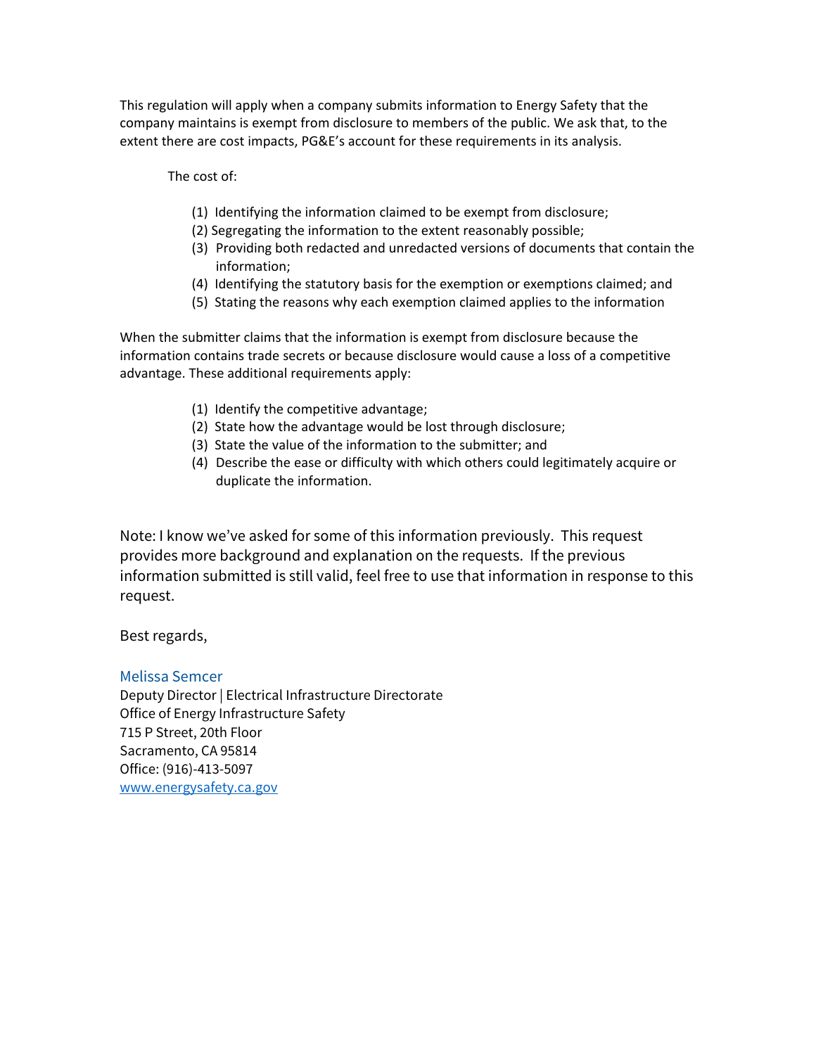This regulation will apply when a company submits information to Energy Safety that the company maintains is exempt from disclosure to members of the public. We ask that, to the extent there are cost impacts, PG&E's account for these requirements in its analysis.

The cost of:

(1) Identifying the information claimed to be exempt from disclosure;
(2) Segregating the information to the extent reasonably possible;
(3) Providing both redacted and unredacted versions of documents that contain the information;
(4) Identifying the statutory basis for the exemption or exemptions claimed; and
(5) Stating the reasons why each exemption claimed applies to the information

When the submitter claims that the information is exempt from disclosure because the information contains trade secrets or because disclosure would cause a loss of a competitive advantage. These additional requirements apply:

(1) Identify the competitive advantage;
(2) State how the advantage would be lost through disclosure;
(3) State the value of the information to the submitter; and
(4) Describe the ease or difficulty with which others could legitimately acquire or duplicate the information.

Note: I know we've asked for some of this information previously. This request provides more background and explanation on the requests. If the previous information submitted is still valid, feel free to use that information in response to this request.

Best regards,

Melissa Semcer
Deputy Director | Electrical Infrastructure Directorate
Office of Energy Infrastructure Safety
715 P Street, 20th Floor
Sacramento, CA 95814
Office: (916)-413-5097
www.energysafety.ca.gov